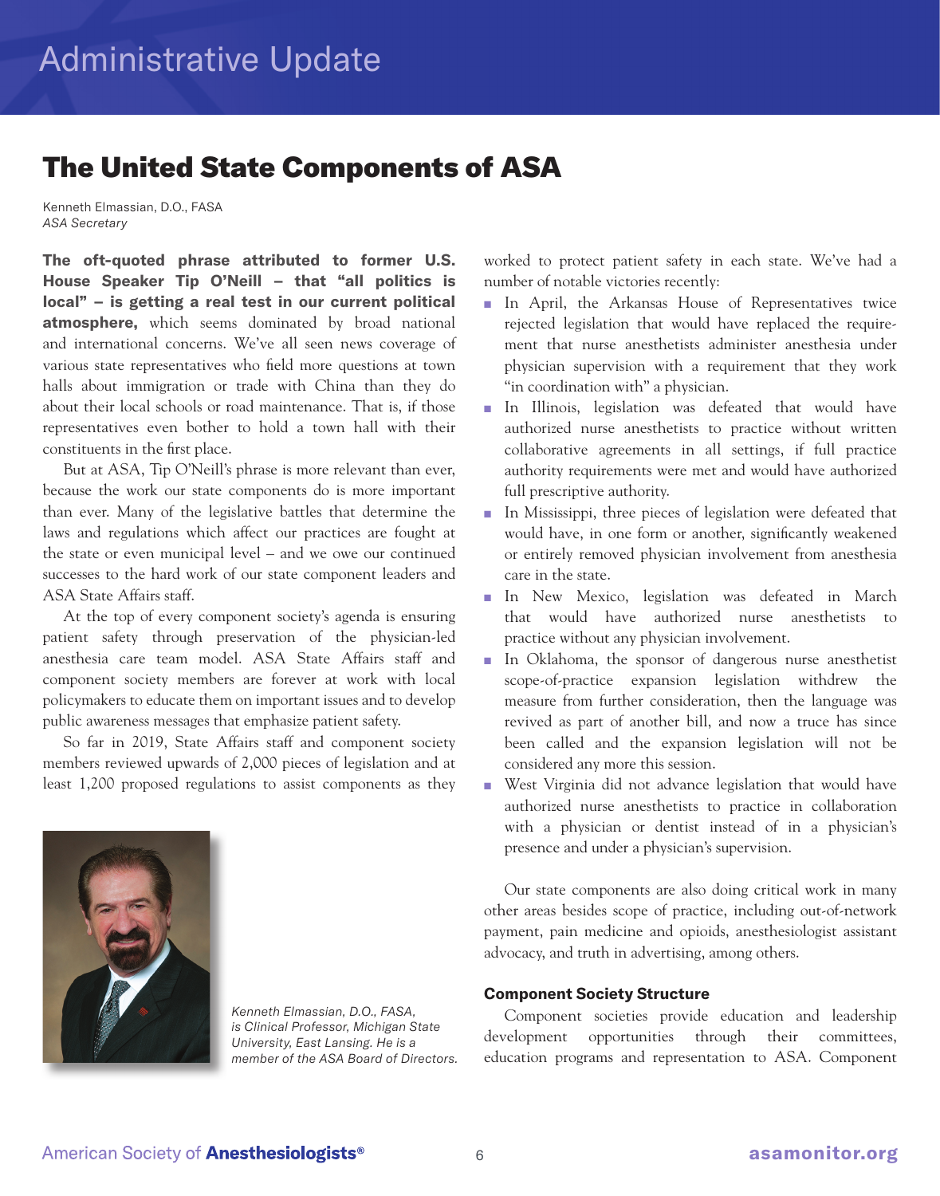# The United State Components of ASA

Kenneth Elmassian, D.O., FASA
*ASA Secretary*

**The oft-quoted phrase attributed to former U.S. House Speaker Tip O'Neill – that "all politics is local" – is getting a real test in our current political atmosphere,** which seems dominated by broad national and international concerns. We've all seen news coverage of various state representatives who field more questions at town halls about immigration or trade with China than they do about their local schools or road maintenance. That is, if those representatives even bother to hold a town hall with their constituents in the first place.

But at ASA, Tip O'Neill's phrase is more relevant than ever, because the work our state components do is more important than ever. Many of the legislative battles that determine the laws and regulations which affect our practices are fought at the state or even municipal level – and we owe our continued successes to the hard work of our state component leaders and ASA State Affairs staff.

At the top of every component society's agenda is ensuring patient safety through preservation of the physician-led anesthesia care team model. ASA State Affairs staff and component society members are forever at work with local policymakers to educate them on important issues and to develop public awareness messages that emphasize patient safety.

So far in 2019, State Affairs staff and component society members reviewed upwards of 2,000 pieces of legislation and at least 1,200 proposed regulations to assist components as they worked to protect patient safety in each state. We've had a number of notable victories recently:

- In April, the Arkansas House of Representatives twice rejected legislation that would have replaced the requirement that nurse anesthetists administer anesthesia under physician supervision with a requirement that they work "in coordination with" a physician.
- In Illinois, legislation was defeated that would have authorized nurse anesthetists to practice without written collaborative agreements in all settings, if full practice authority requirements were met and would have authorized full prescriptive authority.
- In Mississippi, three pieces of legislation were defeated that would have, in one form or another, significantly weakened or entirely removed physician involvement from anesthesia care in the state.
- In New Mexico, legislation was defeated in March that would have authorized nurse anesthetists to practice without any physician involvement.
- In Oklahoma, the sponsor of dangerous nurse anesthetist scope-of-practice expansion legislation withdrew the measure from further consideration, then the language was revived as part of another bill, and now a truce has since been called and the expansion legislation will not be considered any more this session.
- West Virginia did not advance legislation that would have authorized nurse anesthetists to practice in collaboration with a physician or dentist instead of in a physician's presence and under a physician's supervision.

Our state components are also doing critical work in many other areas besides scope of practice, including out-of-network payment, pain medicine and opioids, anesthesiologist assistant advocacy, and truth in advertising, among others.

*Kenneth Elmassian, D.O., FASA, is Clinical Professor, Michigan State University, East Lansing. He is a member of the ASA Board of Directors.*

### Component Society Structure

Component societies provide education and leadership development opportunities through their committees, education programs and representation to ASA. Component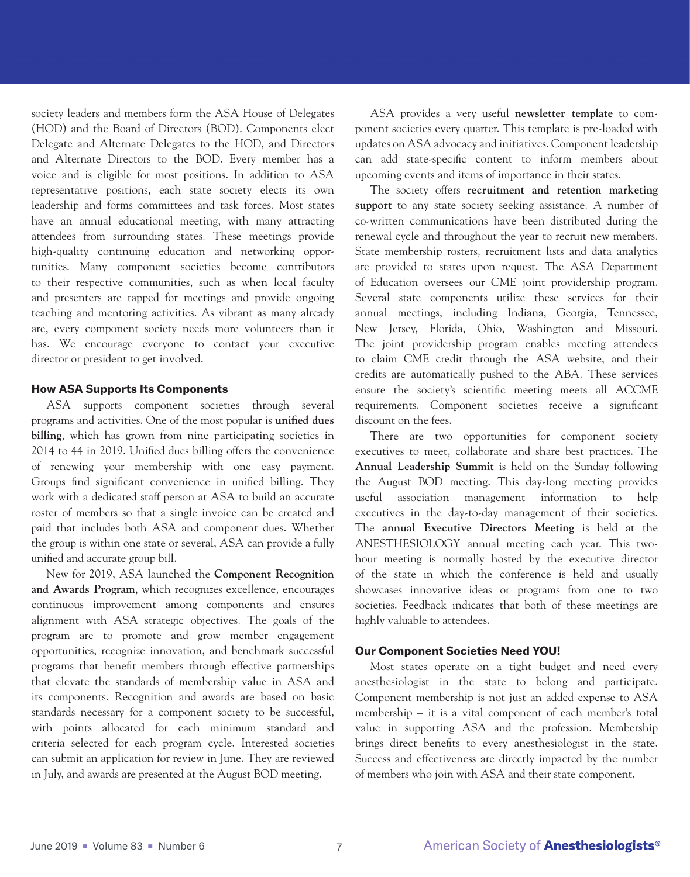society leaders and members form the ASA House of Delegates (HOD) and the Board of Directors (BOD). Components elect Delegate and Alternate Delegates to the HOD, and Directors and Alternate Directors to the BOD. Every member has a voice and is eligible for most positions. In addition to ASA representative positions, each state society elects its own leadership and forms committees and task forces. Most states have an annual educational meeting, with many attracting attendees from surrounding states. These meetings provide high-quality continuing education and networking opportunities. Many component societies become contributors to their respective communities, such as when local faculty and presenters are tapped for meetings and provide ongoing teaching and mentoring activities. As vibrant as many already are, every component society needs more volunteers than it has. We encourage everyone to contact your executive director or president to get involved.

### How ASA Supports Its Components

ASA supports component societies through several programs and activities. One of the most popular is **unified dues billing**, which has grown from nine participating societies in 2014 to 44 in 2019. Unified dues billing offers the convenience of renewing your membership with one easy payment. Groups find significant convenience in unified billing. They work with a dedicated staff person at ASA to build an accurate roster of members so that a single invoice can be created and paid that includes both ASA and component dues. Whether the group is within one state or several, ASA can provide a fully unified and accurate group bill.

New for 2019, ASA launched the **Component Recognition and Awards Program**, which recognizes excellence, encourages continuous improvement among components and ensures alignment with ASA strategic objectives. The goals of the program are to promote and grow member engagement opportunities, recognize innovation, and benchmark successful programs that benefit members through effective partnerships that elevate the standards of membership value in ASA and its components. Recognition and awards are based on basic standards necessary for a component society to be successful, with points allocated for each minimum standard and criteria selected for each program cycle. Interested societies can submit an application for review in June. They are reviewed in July, and awards are presented at the August BOD meeting.

ASA provides a very useful **newsletter template** to component societies every quarter. This template is pre-loaded with updates on ASA advocacy and initiatives. Component leadership can add state-specific content to inform members about upcoming events and items of importance in their states.

The society offers **recruitment and retention marketing support** to any state society seeking assistance. A number of co-written communications have been distributed during the renewal cycle and throughout the year to recruit new members. State membership rosters, recruitment lists and data analytics are provided to states upon request. The ASA Department of Education oversees our CME joint providership program. Several state components utilize these services for their annual meetings, including Indiana, Georgia, Tennessee, New Jersey, Florida, Ohio, Washington and Missouri. The joint providership program enables meeting attendees to claim CME credit through the ASA website, and their credits are automatically pushed to the ABA. These services ensure the society's scientific meeting meets all ACCME requirements. Component societies receive a significant discount on the fees.

There are two opportunities for component society executives to meet, collaborate and share best practices. The **Annual Leadership Summit** is held on the Sunday following the August BOD meeting. This day-long meeting provides useful association management information to help executives in the day-to-day management of their societies. The **annual Executive Directors Meeting** is held at the ANESTHESIOLOGY annual meeting each year. This two-hour meeting is normally hosted by the executive director of the state in which the conference is held and usually showcases innovative ideas or programs from one to two societies. Feedback indicates that both of these meetings are highly valuable to attendees.

### Our Component Societies Need YOU!

Most states operate on a tight budget and need every anesthesiologist in the state to belong and participate. Component membership is not just an added expense to ASA membership – it is a vital component of each member's total value in supporting ASA and the profession. Membership brings direct benefits to every anesthesiologist in the state. Success and effectiveness are directly impacted by the number of members who join with ASA and their state component.